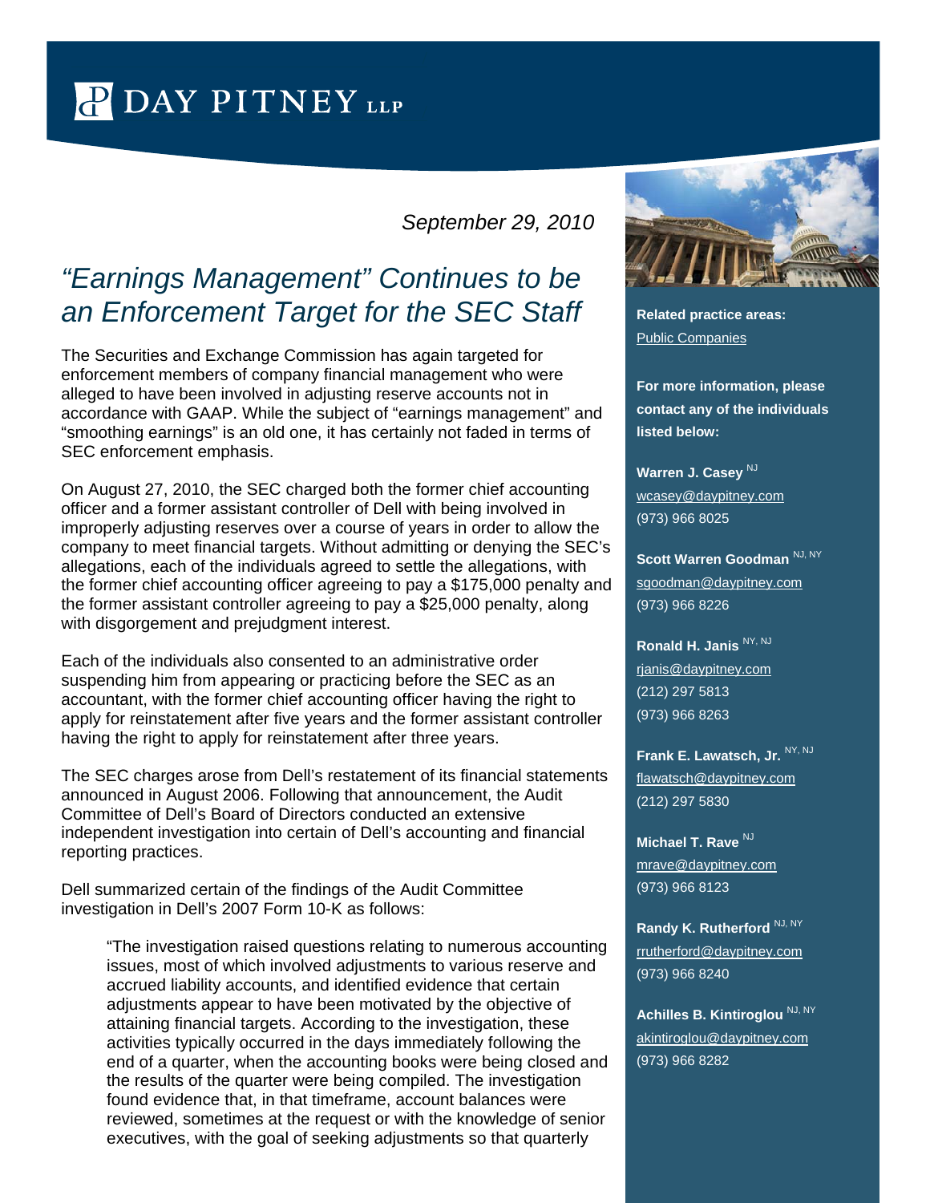DAY PITNEY LLP

*September 29, 2010*

# *"Earnings Management" Continues to be an Enforcement Target for the SEC Staff*

The Securities and Exchange Commission has again targeted for enforcement members of company financial management who were alleged to have been involved in adjusting reserve accounts not in accordance with GAAP. While the subject of "earnings management" and "smoothing earnings" is an old one, it has certainly not faded in terms of SEC enforcement emphasis.

On August 27, 2010, the SEC charged both the former chief accounting officer and a former assistant controller of Dell with being involved in improperly adjusting reserves over a course of years in order to allow the company to meet financial targets. Without admitting or denying the SEC's allegations, each of the individuals agreed to settle the allegations, with the former chief accounting officer agreeing to pay a $175,000 penalty and the former assistant controller agreeing to pay a $25,000 penalty, along with disgorgement and prejudgment interest.

Each of the individuals also consented to an administrative order suspending him from appearing or practicing before the SEC as an accountant, with the former chief accounting officer having the right to apply for reinstatement after five years and the former assistant controller having the right to apply for reinstatement after three years.

The SEC charges arose from Dell's restatement of its financial statements announced in August 2006. Following that announcement, the Audit Committee of Dell's Board of Directors conducted an extensive independent investigation into certain of Dell's accounting and financial reporting practices.

Dell summarized certain of the findings of the Audit Committee investigation in Dell's 2007 Form 10-K as follows:

> "The investigation raised questions relating to numerous accounting issues, most of which involved adjustments to various reserve and accrued liability accounts, and identified evidence that certain adjustments appear to have been motivated by the objective of attaining financial targets. According to the investigation, these activities typically occurred in the days immediately following the end of a quarter, when the accounting books were being closed and the results of the quarter were being compiled. The investigation found evidence that, in that timeframe, account balances were reviewed, sometimes at the request or with the knowledge of senior executives, with the goal of seeking adjustments so that quarterly

**Related practice areas:**
Public Companies

**For more information, please contact any of the individuals listed below:**

**Warren J. Casey** NJ
wcasey@daypitney.com
(973) 966 8025

**Scott Warren Goodman** NJ, NY
sgoodman@daypitney.com
(973) 966 8226

**Ronald H. Janis** NY, NJ
rjanis@daypitney.com
(212) 297 5813
(973) 966 8263

**Frank E. Lawatsch, Jr.** NY, NJ
flawatsch@daypitney.com
(212) 297 5830

**Michael T. Rave** NJ
mrave@daypitney.com
(973) 966 8123

**Randy K. Rutherford** NJ, NY
rrutherford@daypitney.com
(973) 966 8240

**Achilles B. Kintiroglou** NJ, NY
akintiroglou@daypitney.com
(973) 966 8282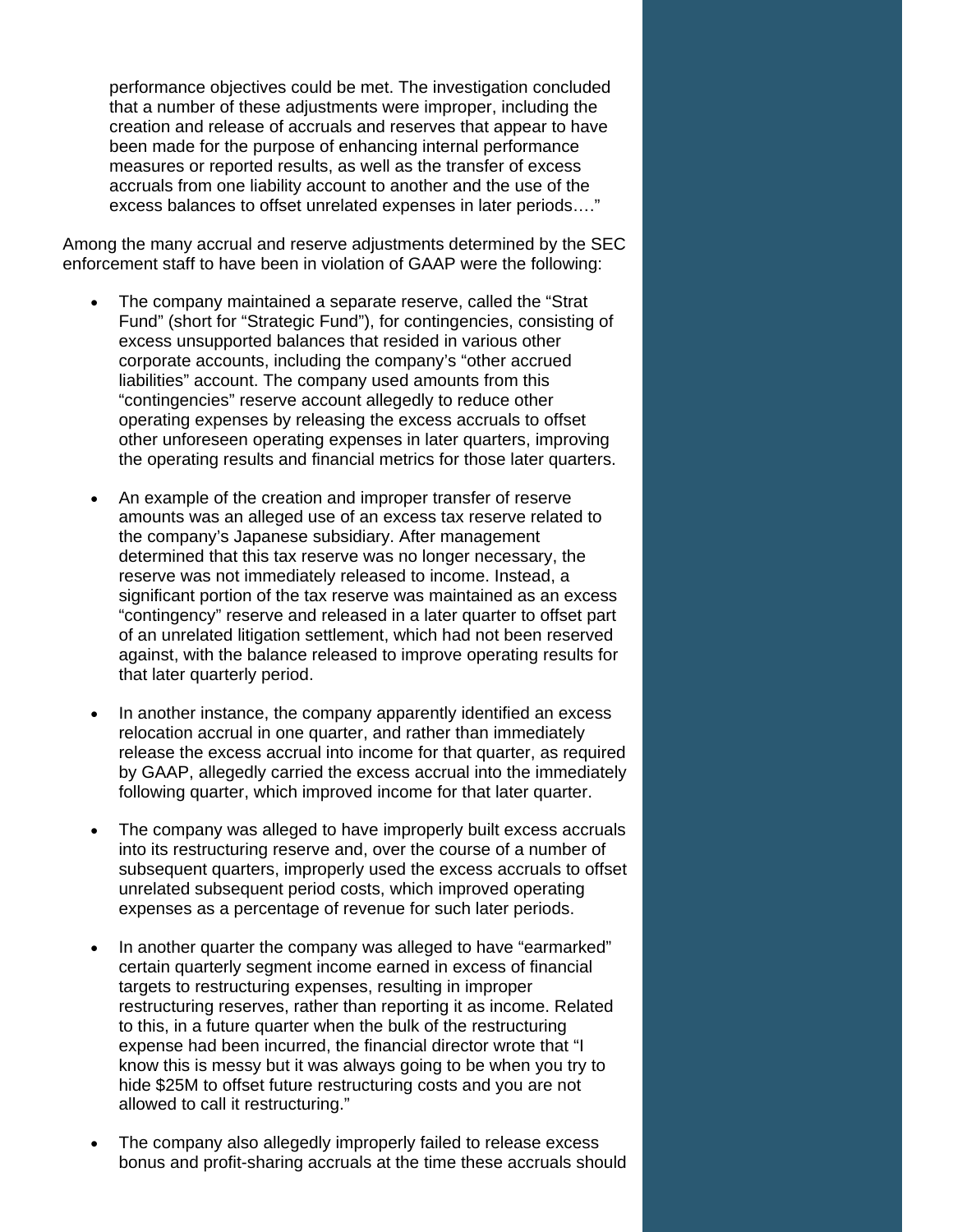performance objectives could be met. The investigation concluded that a number of these adjustments were improper, including the creation and release of accruals and reserves that appear to have been made for the purpose of enhancing internal performance measures or reported results, as well as the transfer of excess accruals from one liability account to another and the use of the excess balances to offset unrelated expenses in later periods…."

Among the many accrual and reserve adjustments determined by the SEC enforcement staff to have been in violation of GAAP were the following:

- The company maintained a separate reserve, called the "Strat Fund" (short for "Strategic Fund"), for contingencies, consisting of excess unsupported balances that resided in various other corporate accounts, including the company's "other accrued liabilities" account. The company used amounts from this "contingencies" reserve account allegedly to reduce other operating expenses by releasing the excess accruals to offset other unforeseen operating expenses in later quarters, improving the operating results and financial metrics for those later quarters.

- An example of the creation and improper transfer of reserve amounts was an alleged use of an excess tax reserve related to the company's Japanese subsidiary. After management determined that this tax reserve was no longer necessary, the reserve was not immediately released to income. Instead, a significant portion of the tax reserve was maintained as an excess "contingency" reserve and released in a later quarter to offset part of an unrelated litigation settlement, which had not been reserved against, with the balance released to improve operating results for that later quarterly period.

- In another instance, the company apparently identified an excess relocation accrual in one quarter, and rather than immediately release the excess accrual into income for that quarter, as required by GAAP, allegedly carried the excess accrual into the immediately following quarter, which improved income for that later quarter.

- The company was alleged to have improperly built excess accruals into its restructuring reserve and, over the course of a number of subsequent quarters, improperly used the excess accruals to offset unrelated subsequent period costs, which improved operating expenses as a percentage of revenue for such later periods.

- In another quarter the company was alleged to have "earmarked" certain quarterly segment income earned in excess of financial targets to restructuring expenses, resulting in improper restructuring reserves, rather than reporting it as income. Related to this, in a future quarter when the bulk of the restructuring expense had been incurred, the financial director wrote that "I know this is messy but it was always going to be when you try to hide $25M to offset future restructuring costs and you are not allowed to call it restructuring."

- The company also allegedly improperly failed to release excess bonus and profit-sharing accruals at the time these accruals should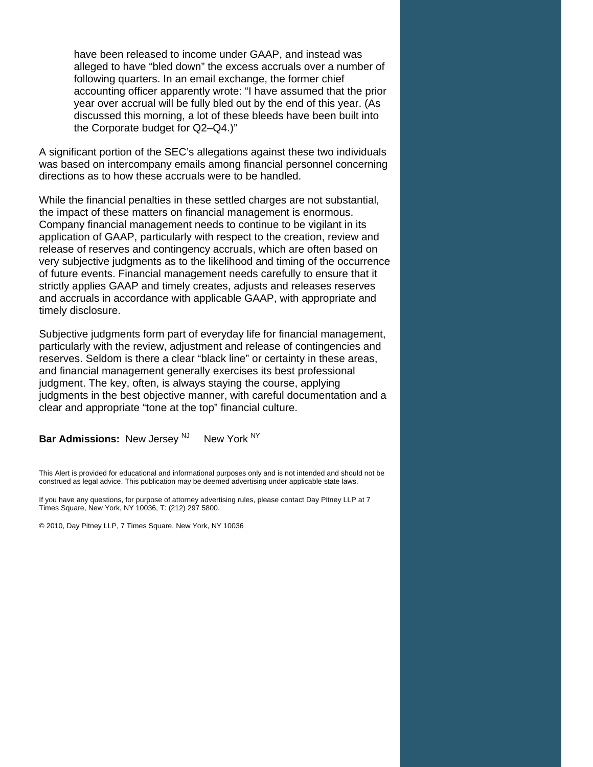> have been released to income under GAAP, and instead was alleged to have "bled down" the excess accruals over a number of following quarters. In an email exchange, the former chief accounting officer apparently wrote: "I have assumed that the prior year over accrual will be fully bled out by the end of this year. (As discussed this morning, a lot of these bleeds have been built into the Corporate budget for Q2–Q4.)"

A significant portion of the SEC's allegations against these two individuals was based on intercompany emails among financial personnel concerning directions as to how these accruals were to be handled.

While the financial penalties in these settled charges are not substantial, the impact of these matters on financial management is enormous. Company financial management needs to continue to be vigilant in its application of GAAP, particularly with respect to the creation, review and release of reserves and contingency accruals, which are often based on very subjective judgments as to the likelihood and timing of the occurrence of future events. Financial management needs carefully to ensure that it strictly applies GAAP and timely creates, adjusts and releases reserves and accruals in accordance with applicable GAAP, with appropriate and timely disclosure.

Subjective judgments form part of everyday life for financial management, particularly with the review, adjustment and release of contingencies and reserves. Seldom is there a clear "black line" or certainty in these areas, and financial management generally exercises its best professional judgment. The key, often, is always staying the course, applying judgments in the best objective manner, with careful documentation and a clear and appropriate "tone at the top" financial culture.

**Bar Admissions:** New Jersey [NJ] New York [NY]

This Alert is provided for educational and informational purposes only and is not intended and should not be construed as legal advice. This publication may be deemed advertising under applicable state laws.

If you have any questions, for purpose of attorney advertising rules, please contact Day Pitney LLP at 7 Times Square, New York, NY 10036, T: (212) 297 5800.

© 2010, Day Pitney LLP, 7 Times Square, New York, NY 10036